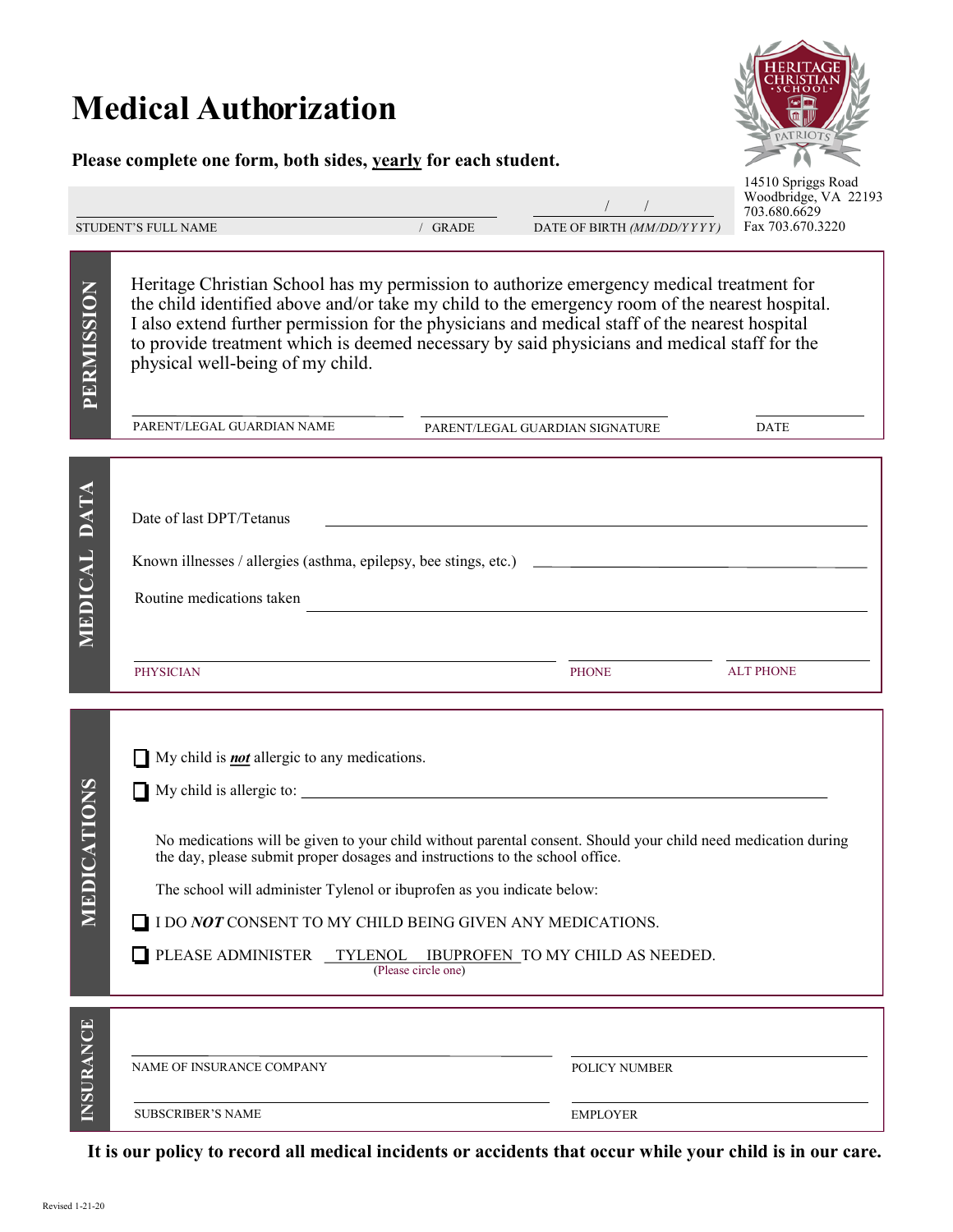# Medical Authorization

**Please complete one form, both sides, yearly for each student.**

HERITAGE CHRISTIAN SCHOOL · PATRIOTS

14510 Spriggs Road
Woodbridge, VA 22193
703.680.6629
Fax 703.670.3220

STUDENT'S FULL NAME ______________________ / GRADE ______ DATE OF BIRTH *(MM/DD/YYYY)* ____/____/____

## PERMISSION

Heritage Christian School has my permission to authorize emergency medical treatment for the child identified above and/or take my child to the emergency room of the nearest hospital. I also extend further permission for the physicians and medical staff of the nearest hospital to provide treatment which is deemed necessary by said physicians and medical staff for the physical well-being of my child.

PARENT/LEGAL GUARDIAN NAME ______________________ PARENT/LEGAL GUARDIAN SIGNATURE ______________________ DATE __________

## MEDICAL DATA

Date of last DPT/Tetanus ______________________

Known illnesses / allergies (asthma, epilepsy, bee stings, etc.) ______________________

Routine medications taken ______________________

PHYSICIAN ______________________ PHONE __________ ALT PHONE __________

## MEDICATIONS

- [ ] My child is ***not*** allergic to any medications.
- [ ] My child is allergic to: ______________________

No medications will be given to your child without parental consent. Should your child need medication during the day, please submit proper dosages and instructions to the school office.

The school will administer Tylenol or ibuprofen as you indicate below:

- [ ] I DO ***NOT*** CONSENT TO MY CHILD BEING GIVEN ANY MEDICATIONS.
- [ ] PLEASE ADMINISTER TYLENOL IBUPROFEN TO MY CHILD AS NEEDED. (Please circle one)

## INSURANCE

NAME OF INSURANCE COMPANY ______________________ POLICY NUMBER ______________________

SUBSCRIBER'S NAME ______________________ EMPLOYER ______________________

**It is our policy to record all medical incidents or accidents that occur while your child is in our care.**

Revised 1-21-20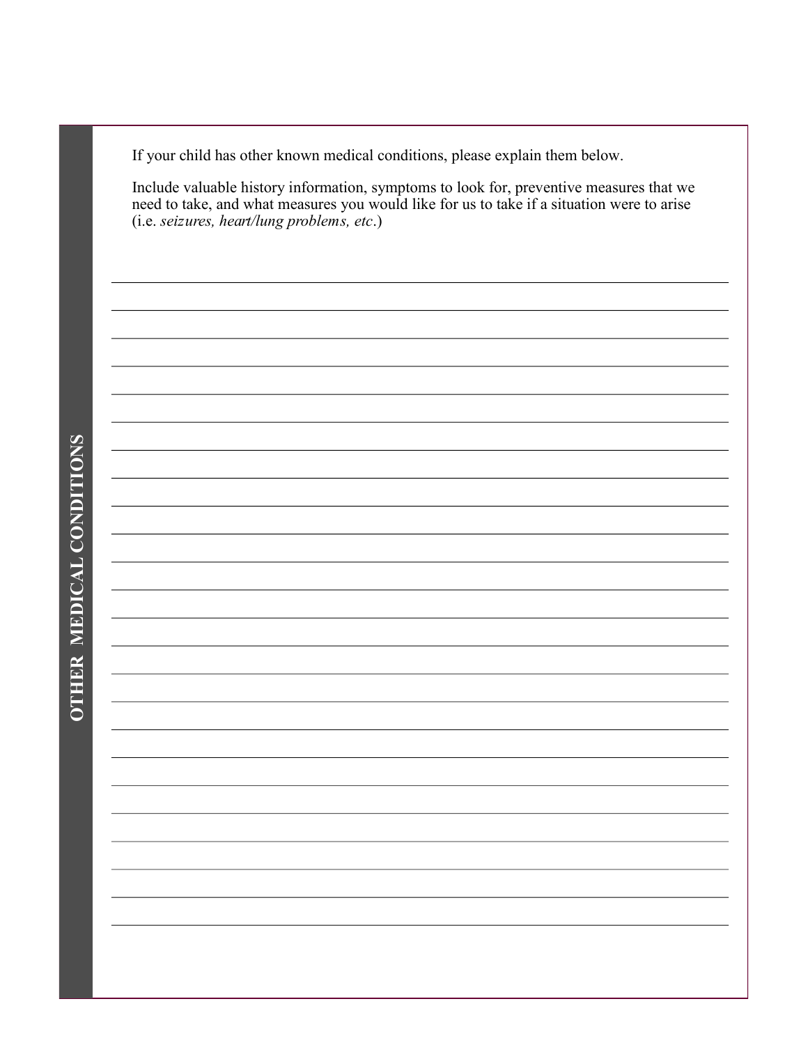## OTHER MEDICAL CONDITIONS

If your child has other known medical conditions, please explain them below.

Include valuable history information, symptoms to look for, preventive measures that we need to take, and what measures you would like for us to take if a situation were to arise (i.e. *seizures, heart/lung problems, etc*.)

______________________________________________________________________________

______________________________________________________________________________

______________________________________________________________________________

______________________________________________________________________________

______________________________________________________________________________

______________________________________________________________________________

______________________________________________________________________________

______________________________________________________________________________

______________________________________________________________________________

______________________________________________________________________________

______________________________________________________________________________

______________________________________________________________________________

______________________________________________________________________________

______________________________________________________________________________

______________________________________________________________________________

______________________________________________________________________________

______________________________________________________________________________

______________________________________________________________________________

______________________________________________________________________________

______________________________________________________________________________

______________________________________________________________________________

______________________________________________________________________________

______________________________________________________________________________

______________________________________________________________________________